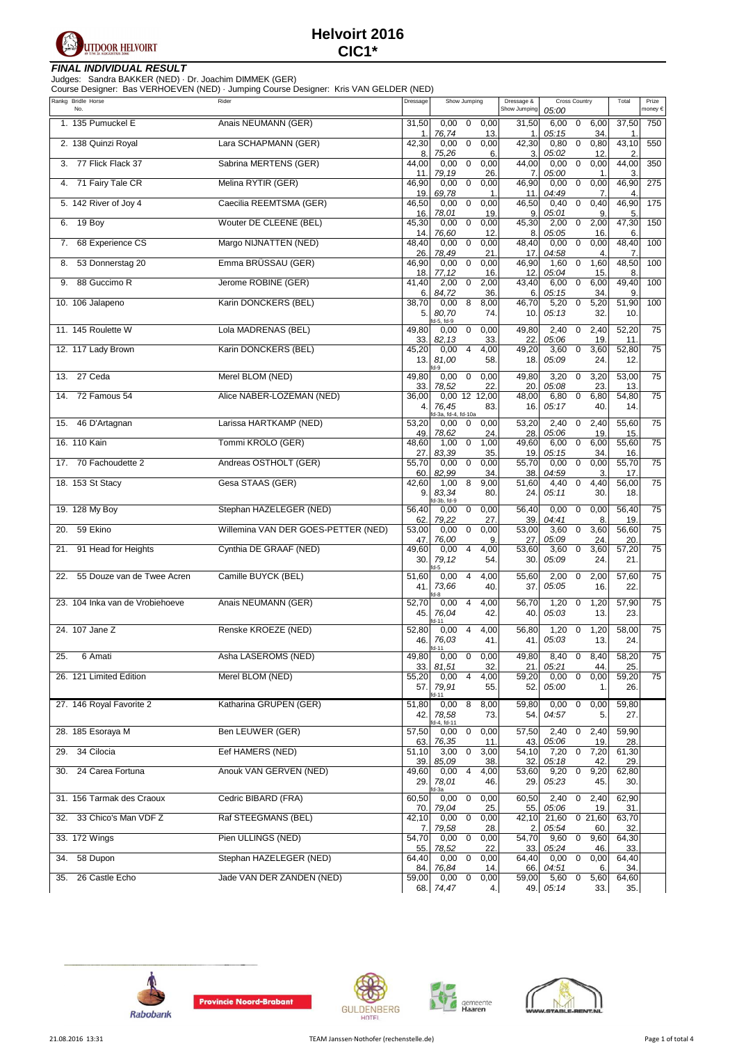# Helvoirt 2016

## CIC1*

### FINAL INDIVIDUAL RESULT

Judges: Sandra BAKKER (NED) · Dr. Joachim DIMMEK (GER)
Course Designer: Bas VERHOEVEN (NED) · Jumping Course Designer: Kris VAN GELDER (NED)

| Rankg | Bridle No. | Horse | Rider | Dressage | Show Jumping | | | Dressage & Show Jumping | Cross Country 05:00 | | | Total | Prize money € |
|---|---|---|---|---|---|---|---|---|---|---|---|---|---|
| 1. | 135 | Pumuckel E | Anais NEUMANN (GER) | 31,50 / 1. | 0,00 / 76,74 | 0 | 0,00 / 13. | 31,50 / 1. | 6,00 / 05:15 | 0 | 6,00 / 34. | 37,50 / 1. | 750 |
| 2. | 138 | Quinzi Royal | Lara SCHAPMANN (GER) | 42,30 / 8. | 0,00 / 75,26 | 0 | 0,00 / 6. | 42,30 / 3. | 0,80 / 05:02 | 0 | 0,80 / 12. | 43,10 / 2. | 550 |
| 3. | 77 | Flick Flack 37 | Sabrina MERTENS (GER) | 44,00 / 11. | 0,00 / 79,19 | 0 | 0,00 / 26. | 44,00 / 7. | 0,00 / 05:00 | 0 | 0,00 / 1. | 44,00 / 3. | 350 |
| 4. | 71 | Fairy Tale CR | Melina RYTIR (GER) | 46,90 / 19. | 0,00 / 69,78 | 0 | 0,00 / 1. | 46,90 / 11. | 0,00 / 04:49 | 0 | 0,00 / 7. | 46,90 / 4. | 275 |
| 5. | 142 | River of Joy 4 | Caecilia REEMTSMA (GER) | 46,50 / 16. | 0,00 / 78,01 | 0 | 0,00 / 19. | 46,50 / 9. | 0,40 / 05:01 | 0 | 0,40 / 9. | 46,90 / 5. | 175 |
| 6. | 19 | Boy | Wouter DE CLEENE (BEL) | 45,30 / 14. | 0,00 / 76,60 | 0 | 0,00 / 12. | 45,30 / 8. | 2,00 / 05:05 | 0 | 2,00 / 16. | 47,30 / 6. | 150 |
| 7. | 68 | Experience CS | Margo NIJNATTEN (NED) | 48,40 / 26. | 0,00 / 78,49 | 0 | 0,00 / 21. | 48,40 / 17. | 0,00 / 04:58 | 0 | 0,00 / 4. | 48,40 / 7. | 100 |
| 8. | 53 | Donnerstag 20 | Emma BRÜSSAU (GER) | 46,90 / 18. | 0,00 / 77,12 | 0 | 0,00 / 16. | 46,90 / 12. | 1,60 / 05:04 | 0 | 1,60 / 15. | 48,50 / 8. | 100 |
| 9. | 88 | Guccimo R | Jerome ROBINE (GER) | 41,40 / 6. | 2,00 / 84,72 | 0 | 2,00 / 36. | 43,40 / 6. | 6,00 / 05:15 | 0 | 6,00 / 34. | 49,40 / 9. | 100 |
| 10. | 106 | Jalapeno | Karin DONCKERS (BEL) | 38,70 / 5. | 0,00 / 80,70 fd-5, fd-9 | 8 | 8,00 / 74. | 46,70 / 10. | 5,20 / 05:13 | 0 | 5,20 / 32. | 51,90 / 10. | 100 |
| 11. | 145 | Roulette W | Lola MADRENAS (BEL) | 49,80 / 33. | 0,00 / 82,13 | 0 | 0,00 / 33. | 49,80 / 22. | 2,40 / 05:06 | 0 | 2,40 / 19. | 52,20 / 11. | 75 |
| 12. | 117 | Lady Brown | Karin DONCKERS (BEL) | 45,20 / 13. | 0,00 / 81,00 fd-9 | 4 | 4,00 / 58. | 49,20 / 18. | 3,60 / 05:09 | 0 | 3,60 / 24. | 52,80 / 12. | 75 |
| 13. | 27 | Ceda | Merel BLOM (NED) | 49,80 / 33. | 0,00 / 78,52 | 0 | 0,00 / 22. | 49,80 / 20. | 3,20 / 05:08 | 0 | 3,20 / 23. | 53,00 / 13. | 75 |
| 14. | 72 | Famous 54 | Alice NABER-LOZEMAN (NED) | 36,00 / 4. | 0,00 / 76,45 fd-3a, fd-4, fd-10a | 12 | 12,00 / 83. | 48,00 / 16. | 6,80 / 05:17 | 0 | 6,80 / 40. | 54,80 / 14. | 75 |
| 15. | 46 | D'Artagnan | Larissa HARTKAMP (NED) | 53,20 / 49. | 0,00 / 78,62 | 0 | 0,00 / 24. | 53,20 / 28. | 2,40 / 05:06 | 0 | 2,40 / 19. | 55,60 / 15. | 75 |
| 16. | 110 | Kain | Tommi KROLO (GER) | 48,60 / 27. | 1,00 / 83,39 | 0 | 1,00 / 35. | 49,60 / 19. | 6,00 / 05:15 | 0 | 6,00 / 34. | 55,60 / 16. | 75 |
| 17. | 70 | Fachoudette 2 | Andreas OSTHOLT (GER) | 55,70 / 60. | 0,00 / 82,99 | 0 | 0,00 / 34. | 55,70 / 38. | 0,00 / 04:59 | 0 | 0,00 / 3. | 55,70 / 17. | 75 |
| 18. | 153 | St Stacy | Gesa STAAS (GER) | 42,60 / 9. | 1,00 / 83,34 fd-3b, fd-9 | 8 | 9,00 / 80. | 51,60 / 24. | 4,40 / 05:11 | 0 | 4,40 / 30. | 56,00 / 18. | 75 |
| 19. | 128 | My Boy | Stephan HAZELEGER (NED) | 56,40 / 62. | 0,00 / 79,22 | 0 | 0,00 / 27. | 56,40 / 39. | 0,00 / 04:41 | 0 | 0,00 / 8. | 56,40 / 19. | 75 |
| 20. | 59 | Ekino | Willemina VAN DER GOES-PETTER (NED) | 53,00 / 47. | 0,00 / 76,00 | 0 | 0,00 / 9. | 53,00 / 27. | 3,60 / 05:09 | 0 | 3,60 / 24. | 56,60 / 20. | 75 |
| 21. | 91 | Head for Heights | Cynthia DE GRAAF (NED) | 49,60 / 30. | 0,00 / 79,12 fd-5 | 4 | 4,00 / 54. | 53,60 / 30. | 3,60 / 05:09 | 0 | 3,60 / 24. | 57,20 / 21. | 75 |
| 22. | 55 | Douze van de Twee Acren | Camille BUYCK (BEL) | 51,60 / 41. | 0,00 / 73,66 fd-8 | 4 | 4,00 / 40. | 55,60 / 37. | 2,00 / 05:05 | 0 | 2,00 / 16. | 57,60 / 22. | 75 |
| 23. | 104 | Inka van de Vrobiehoeve | Anais NEUMANN (GER) | 52,70 / 45. | 0,00 / 76,04 fd-11 | 4 | 4,00 / 42. | 56,70 / 40. | 1,20 / 05:03 | 0 | 1,20 / 13. | 57,90 / 23. | 75 |
| 24. | 107 | Jane Z | Renske KROEZE (NED) | 52,80 / 46. | 0,00 / 76,03 fd-11 | 4 | 4,00 / 41. | 56,80 / 41. | 1,20 / 05:03 | 0 | 1,20 / 13. | 58,00 / 24. | 75 |
| 25. | 6 | Amati | Asha LASEROMS (NED) | 49,80 / 33. | 0,00 / 81,51 | 0 | 0,00 / 32. | 49,80 / 21. | 8,40 / 05:21 | 0 | 8,40 / 44. | 58,20 / 25. | 75 |
| 26. | 121 | Limited Edition | Merel BLOM (NED) | 55,20 / 57. | 0,00 / 79,91 fd-11 | 4 | 4,00 / 55. | 59,20 / 52. | 0,00 / 05:00 | 0 | 0,00 / 1. | 59,20 / 26. | 75 |
| 27. | 146 | Royal Favorite 2 | Katharina GRUPEN (GER) | 51,80 / 42. | 0,00 / 78,58 fd-4, fd-11 | 8 | 8,00 / 73. | 59,80 / 54. | 0,00 / 04:57 | 0 | 0,00 / 5. | 59,80 / 27. | |
| 28. | 185 | Esoraya M | Ben LEUWER (GER) | 57,50 / 63. | 0,00 / 76,35 | 0 | 0,00 / 11. | 57,50 / 43. | 2,40 / 05:06 | 0 | 2,40 / 19. | 59,90 / 28. | |
| 29. | 34 | Cilocia | Eef HAMERS (NED) | 51,10 / 39. | 3,00 / 85,09 | 0 | 3,00 / 38. | 54,10 / 32. | 7,20 / 05:18 | 0 | 7,20 / 42. | 61,30 / 29. | |
| 30. | 24 | Carea Fortuna | Anouk VAN GERVEN (NED) | 49,60 / 29. | 0,00 / 78,01 fd-3a | 4 | 4,00 / 46. | 53,60 / 29. | 9,20 / 05:23 | 0 | 9,20 / 45. | 62,80 / 30. | |
| 31. | 156 | Tarmak des Craoux | Cedric BIBARD (FRA) | 60,50 / 70. | 0,00 / 79,04 | 0 | 0,00 / 25. | 60,50 / 55. | 2,40 / 05:06 | 0 | 2,40 / 19. | 62,90 / 31. | |
| 32. | 33 | Chico's Man VDF Z | Raf STEEGMANS (BEL) | 42,10 / 7. | 0,00 / 79,58 | 0 | 0,00 / 28. | 42,10 / 2. | 21,60 / 05:54 | 0 | 21,60 / 60. | 63,70 / 32. | |
| 33. | 172 | Wings | Pien ULLINGS (NED) | 54,70 / 55. | 0,00 / 78,52 | 0 | 0,00 / 22. | 54,70 / 33. | 9,60 / 05:24 | 0 | 9,60 / 46. | 64,30 / 33. | |
| 34. | 58 | Dupon | Stephan HAZELEGER (NED) | 64,40 / 84. | 0,00 / 76,84 | 0 | 0,00 / 14. | 64,40 / 66. | 0,00 / 04:51 | 0 | 0,00 / 6. | 64,40 / 34. | |
| 35. | 26 | Castle Echo | Jade VAN DER ZANDEN (NED) | 59,00 / 68. | 0,00 / 74,47 | 0 | 0,00 / 4. | 59,00 / 49. | 5,60 / 05:14 | 0 | 5,60 / 33. | 64,60 / 35. | |

21.08.2016 13:31 TEAM Janssen-Nothofer (rechenstelle.de)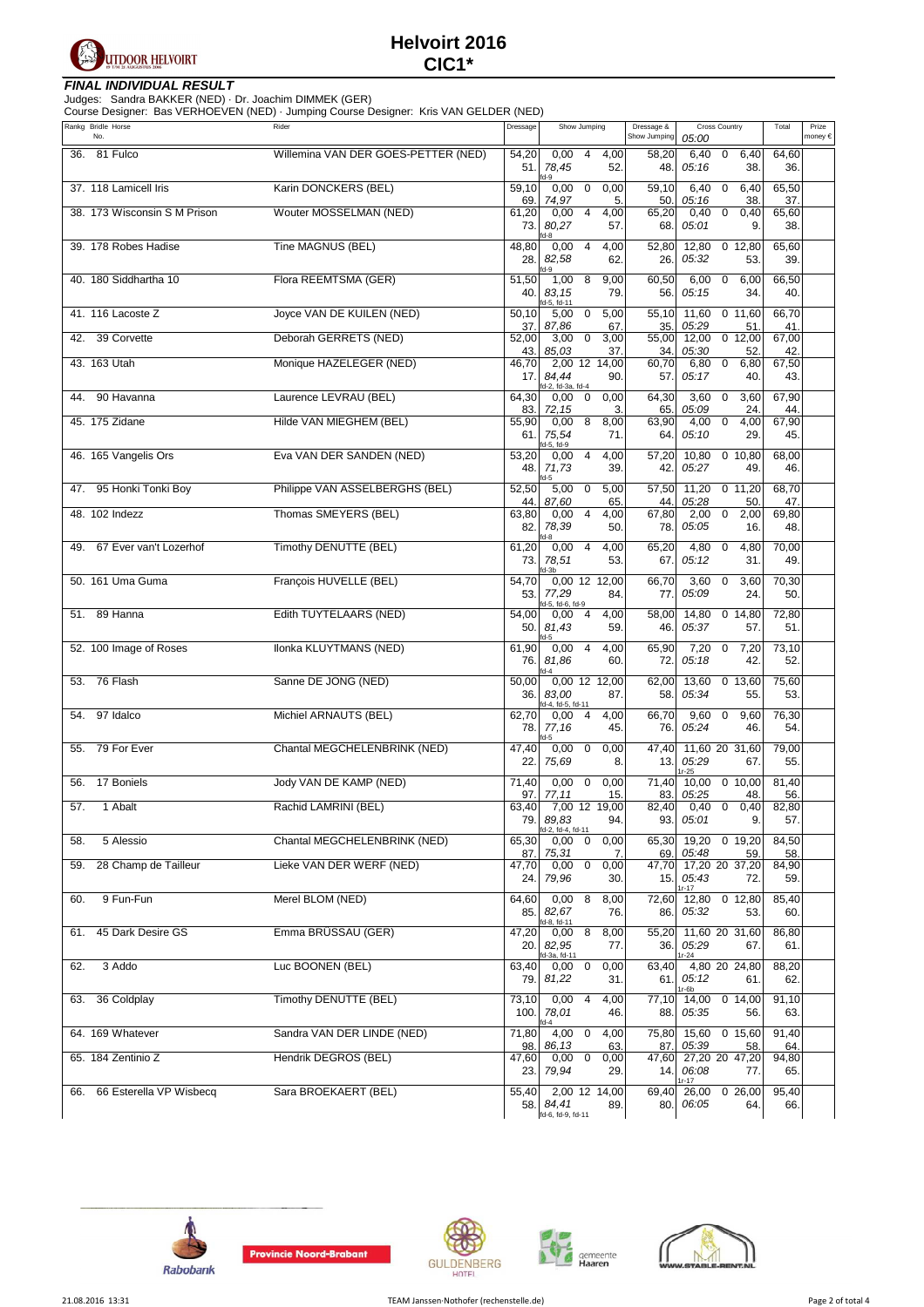# Helvoirt 2016
## CIC1*

### FINAL INDIVIDUAL RESULT

Judges: Sandra BAKKER (NED) · Dr. Joachim DIMMEK (GER)
Course Designer: Bas VERHOEVEN (NED) · Jumping Course Designer: Kris VAN GELDER (NED)

| Rankg | Bridle No. | Horse | Rider | Dressage | Show Jumping | | | Dressage & Show Jumping | Cross Country 05:00 | | | Total | Prize money € |
|---|---|---|---|---|---|---|---|---|---|---|---|---|---|
| 36. | 81 | Fulco | Willemina VAN DER GOES-PETTER (NED) | 54,20 / 51. | 0,00 / 78,45 / fd-9 | 4 | 4,00 / 52. | 58,20 / 48. | 6,40 / 05:16 | 0 | 6,40 / 38. | 64,60 / 36. | |
| 37. | 118 | Lamicell Iris | Karin DONCKERS (BEL) | 59,10 / 69. | 0,00 / 74,97 | 0 | 0,00 / 5. | 59,10 / 50. | 6,40 / 05:16 | 0 | 6,40 / 38. | 65,50 / 37. | |
| 38. | 173 | Wisconsin S M Prison | Wouter MOSSELMAN (NED) | 61,20 / 73. | 0,00 / 80,27 / fd-8 | 4 | 4,00 / 57. | 65,20 / 68. | 0,40 / 05:01 | 0 | 0,40 / 9. | 65,60 / 38. | |
| 39. | 178 | Robes Hadise | Tine MAGNUS (BEL) | 48,80 / 28. | 0,00 / 82,58 / fd-9 | 4 | 4,00 / 62. | 52,80 / 26. | 12,80 / 05:32 | 0 | 12,80 / 53. | 65,60 / 39. | |
| 40. | 180 | Siddhartha 10 | Flora REEMTSMA (GER) | 51,50 / 40. | 1,00 / 83,15 / fd-5, fd-11 | 8 | 9,00 / 79. | 60,50 / 56. | 6,00 / 05:15 | 0 | 6,00 / 34. | 66,50 / 40. | |
| 41. | 116 | Lacoste Z | Joyce VAN DE KUILEN (NED) | 50,10 / 37. | 5,00 / 87,86 | 0 | 5,00 / 67. | 55,10 / 35. | 11,60 / 05:29 | 0 | 11,60 / 51. | 66,70 / 41. | |
| 42. | 39 | Corvette | Deborah GERRETS (NED) | 52,00 / 43. | 3,00 / 85,03 | 0 | 3,00 / 37. | 55,00 / 34. | 12,00 / 05:30 | 0 | 12,00 / 52. | 67,00 / 42. | |
| 43. | 163 | Utah | Monique HAZELEGER (NED) | 46,70 / 17. | 2,00 / 84,44 / fd-2, fd-3a, fd-4 | 12 | 14,00 / 90. | 60,70 / 57. | 6,80 / 05:17 | 0 | 6,80 / 40. | 67,50 / 43. | |
| 44. | 90 | Havanna | Laurence LEVRAU (BEL) | 64,30 / 83. | 0,00 / 72,15 | 0 | 0,00 / 3. | 64,30 / 65. | 3,60 / 05:09 | 0 | 3,60 / 24. | 67,90 / 44. | |
| 45. | 175 | Zidane | Hilde VAN MIEGHEM (BEL) | 55,90 / 61. | 0,00 / 75,54 / fd-5, fd-9 | 8 | 8,00 / 71. | 63,90 / 64. | 4,00 / 05:10 | 0 | 4,00 / 29. | 67,90 / 45. | |
| 46. | 165 | Vangelis Ors | Eva VAN DER SANDEN (NED) | 53,20 / 48. | 0,00 / 71,73 / fd-5 | 4 | 4,00 / 39. | 57,20 / 42. | 10,80 / 05:27 | 0 | 10,80 / 49. | 68,00 / 46. | |
| 47. | 95 | Honki Tonki Boy | Philippe VAN ASSELBERGHS (BEL) | 52,50 / 44. | 5,00 / 87,60 | 0 | 5,00 / 65. | 57,50 / 44. | 11,20 / 05:28 | 0 | 11,20 / 50. | 68,70 / 47. | |
| 48. | 102 | Indezz | Thomas SMEYERS (BEL) | 63,80 / 82. | 0,00 / 78,39 / fd-8 | 4 | 4,00 / 50. | 67,80 / 78. | 2,00 / 05:05 | 0 | 2,00 / 16. | 69,80 / 48. | |
| 49. | 67 | Ever van't Lozerhof | Timothy DENUTTE (BEL) | 61,20 / 73. | 0,00 / 78,51 / fd-3b | 4 | 4,00 / 53. | 65,20 / 67. | 4,80 / 05:12 | 0 | 4,80 / 31. | 70,00 / 49. | |
| 50. | 161 | Uma Guma | François HUVELLE (BEL) | 54,70 / 53. | 0,00 / 77,29 / fd-5, fd-6, fd-9 | 12 | 12,00 / 84. | 66,70 / 77. | 3,60 / 05:09 | 0 | 3,60 / 24. | 70,30 / 50. | |
| 51. | 89 | Hanna | Edith TUYTELAARS (NED) | 54,00 / 50. | 0,00 / 81,43 / fd-5 | 4 | 4,00 / 59. | 58,00 / 46. | 14,80 / 05:37 | 0 | 14,80 / 57. | 72,80 / 51. | |
| 52. | 100 | Image of Roses | Ilonka KLUYTMANS (NED) | 61,90 / 76. | 0,00 / 81,86 / fd-4 | 4 | 4,00 / 60. | 65,90 / 72. | 7,20 / 05:18 | 0 | 7,20 / 42. | 73,10 / 52. | |
| 53. | 76 | Flash | Sanne DE JONG (NED) | 50,00 / 36. | 0,00 / 83,00 / fd-4, fd-5, fd-11 | 12 | 12,00 / 87. | 62,00 / 58. | 13,60 / 05:34 | 0 | 13,60 / 55. | 75,60 / 53. | |
| 54. | 97 | Idalco | Michiel ARNAUTS (BEL) | 62,70 / 78. | 0,00 / 77,16 / fd-5 | 4 | 4,00 / 45. | 66,70 / 76. | 9,60 / 05:24 | 0 | 9,60 / 46. | 76,30 / 54. | |
| 55. | 79 | For Ever | Chantal MEGCHELENBRINK (NED) | 47,40 / 22. | 0,00 / 75,69 | 0 | 0,00 / 8. | 47,40 / 13. | 11,60 / 05:29 / 1r-25 | 20 | 31,60 / 67. | 79,00 / 55. | |
| 56. | 17 | Boniels | Jody VAN DE KAMP (NED) | 71,40 / 97. | 0,00 / 77,11 | 0 | 0,00 / 15. | 71,40 / 83. | 10,00 / 05:25 | 0 | 10,00 / 48. | 81,40 / 56. | |
| 57. | 1 | Abalt | Rachid LAMRINI (BEL) | 63,40 / 79. | 7,00 / 89,83 / fd-2, fd-4, fd-11 | 12 | 19,00 / 94. | 82,40 / 93. | 0,40 / 05:01 | 0 | 0,40 / 9. | 82,80 / 57. | |
| 58. | 5 | Alessio | Chantal MEGCHELENBRINK (NED) | 65,30 / 87. | 0,00 / 75,31 | 0 | 0,00 / 7. | 65,30 / 69. | 19,20 / 05:48 | 0 | 19,20 / 59. | 84,50 / 58. | |
| 59. | 28 | Champ de Tailleur | Lieke VAN DER WERF (NED) | 47,70 / 24. | 0,00 / 79,96 | 0 | 0,00 / 30. | 47,70 / 15. | 17,20 / 05:43 / 1r-17 | 20 | 37,20 / 72. | 84,90 / 59. | |
| 60. | 9 | Fun-Fun | Merel BLOM (NED) | 64,60 / 85. | 0,00 / 82,67 / fd-8, fd-11 | 8 | 8,00 / 76. | 72,60 / 86. | 12,80 / 05:32 | 0 | 12,80 / 53. | 85,40 / 60. | |
| 61. | 45 | Dark Desire GS | Emma BRÜSSAU (GER) | 47,20 / 20. | 0,00 / 82,95 / fd-3a, fd-11 | 8 | 8,00 / 77. | 55,20 / 36. | 11,60 / 05:29 / 1r-24 | 20 | 31,60 / 67. | 86,80 / 61. | |
| 62. | 3 | Addo | Luc BOONEN (BEL) | 63,40 / 79. | 0,00 / 81,22 | 0 | 0,00 / 31. | 63,40 / 61. | 4,80 / 05:12 / 1r-6b | 20 | 24,80 / 61. | 88,20 / 62. | |
| 63. | 36 | Coldplay | Timothy DENUTTE (BEL) | 73,10 / 100. | 0,00 / 78,01 / fd-4 | 4 | 4,00 / 46. | 77,10 / 88. | 14,00 / 05:35 | 0 | 14,00 / 56. | 91,10 / 63. | |
| 64. | 169 | Whatever | Sandra VAN DER LINDE (NED) | 71,80 / 98. | 4,00 / 86,13 | 0 | 4,00 / 63. | 75,80 / 87. | 15,60 / 05:39 | 0 | 15,60 / 58. | 91,40 / 64. | |
| 65. | 184 | Zentinio Z | Hendrik DEGROS (BEL) | 47,60 / 23. | 0,00 / 79,94 | 0 | 0,00 / 29. | 47,60 / 14. | 27,20 / 06:08 / 1r-17 | 20 | 47,20 / 77. | 94,80 / 65. | |
| 66. | 66 | Esterella VP Wisbecq | Sara BROEKAERT (BEL) | 55,40 / 58. | 2,00 / 84,41 / fd-6, fd-9, fd-11 | 12 | 14,00 / 89. | 69,40 / 80. | 26,00 / 06:05 | 0 | 26,00 / 64. | 95,40 / 66. | |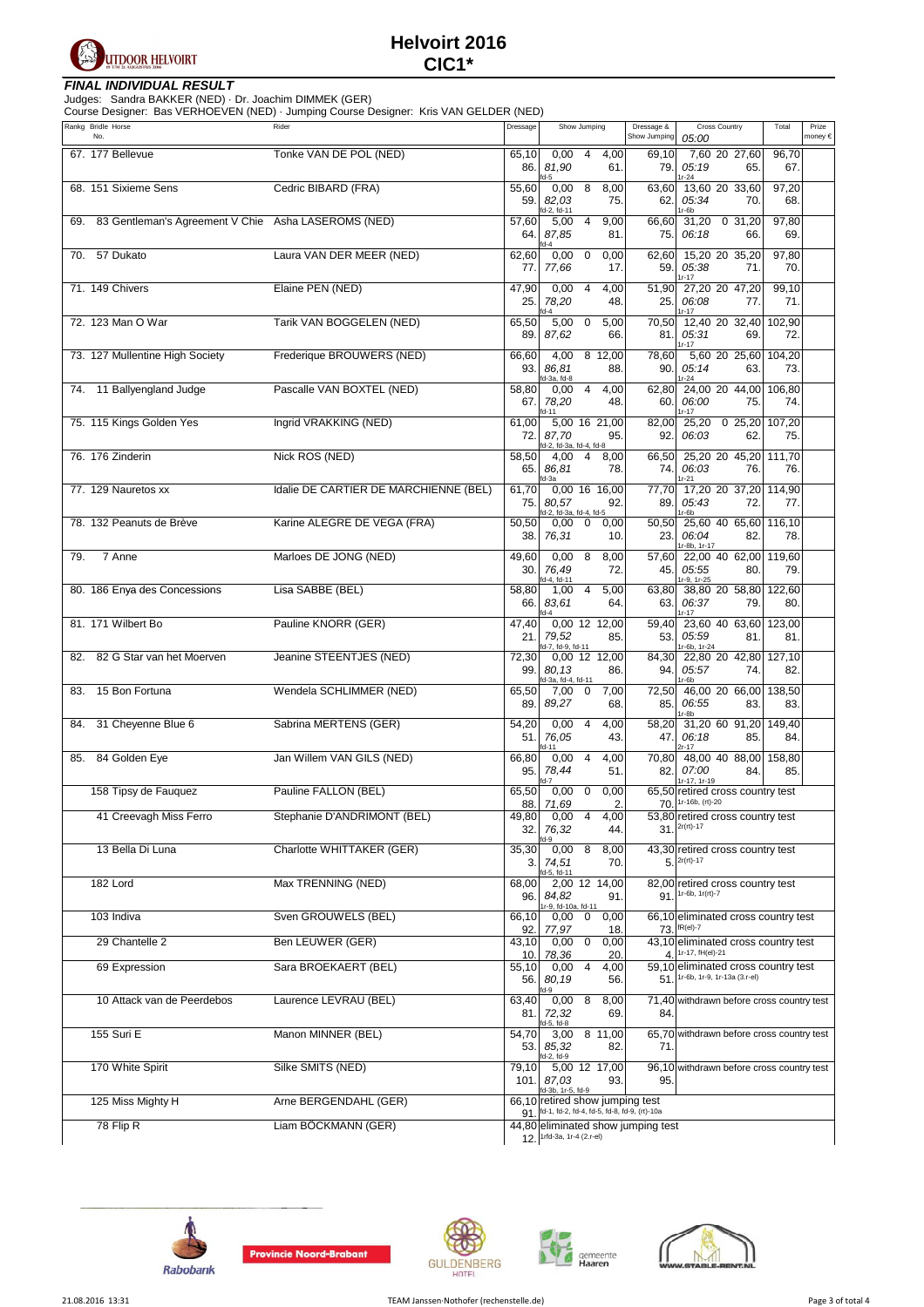# Helvoirt 2016
## CIC1*

**FINAL INDIVIDUAL RESULT**

Judges: Sandra BAKKER (NED) · Dr. Joachim DIMMEK (GER)
Course Designer: Bas VERHOEVEN (NED) · Jumping Course Designer: Kris VAN GELDER (NED)

| Rankg | Bridle No. | Horse | Rider | Dressage | Show Jumping | | | Dressage & Show Jumping | Cross Country 05:00 | | | Total | Prize money € |
|---|---|---|---|---|---|---|---|---|---|---|---|---|---|
| 67. | 177 | Bellevue | Tonke VAN DE POL (NED) | 65,10 / 86. | 0,00 / 81,90 / fd-5 | 4 | 4,00 / 61. | 69,10 / 79. | 7,60 / 05:19 / 1r-24 | 20 | 27,60 / 65. | 96,70 / 67. | |
| 68. | 151 | Sixieme Sens | Cedric BIBARD (FRA) | 55,60 / 59. | 0,00 / 82,03 / fd-2, fd-11 | 8 | 8,00 / 75. | 63,60 / 62. | 13,60 / 05:34 / 1r-6b | 20 | 33,60 / 70. | 97,20 / 68. | |
| 69. | 83 | Gentleman's Agreement V Chie | Asha LASEROMS (NED) | 57,60 / 64. | 5,00 / 87,85 / fd-4 | 4 | 9,00 / 81. | 66,60 / 75. | 31,20 / 06:18 | 0 | 31,20 / 66. | 97,80 / 69. | |
| 70. | 57 | Dukato | Laura VAN DER MEER (NED) | 62,60 / 77. | 0,00 / 77,66 | 0 | 0,00 / 17. | 62,60 / 59. | 15,20 / 05:38 / 1r-17 | 20 | 35,20 / 71. | 97,80 / 70. | |
| 71. | 149 | Chivers | Elaine PEN (NED) | 47,90 / 25. | 0,00 / 78,20 / fd-4 | 4 | 4,00 / 48. | 51,90 / 25. | 27,20 / 06:08 / 1r-17 | 20 | 47,20 / 77. | 99,10 / 71. | |
| 72. | 123 | Man O War | Tarik VAN BOGGELEN (NED) | 65,50 / 89. | 5,00 / 87,62 | 0 | 5,00 / 66. | 70,50 / 81. | 12,40 / 05:31 / 1r-17 | 20 | 32,40 / 69. | 102,90 / 72. | |
| 73. | 127 | Mullentine High Society | Frederique BROUWERS (NED) | 66,60 / 93. | 4,00 / 86,81 / fd-3a, fd-8 | 8 | 12,00 / 88. | 78,60 / 90. | 5,60 / 05:14 / 1r-24 | 20 | 25,60 / 63. | 104,20 / 73. | |
| 74. | 11 | Ballyengland Judge | Pascalle VAN BOXTEL (NED) | 58,80 / 67. | 0,00 / 78,20 / fd-11 | 4 | 4,00 / 48. | 62,80 / 60. | 24,00 / 06:00 / 1r-17 | 20 | 44,00 / 75. | 106,80 / 74. | |
| 75. | 115 | Kings Golden Yes | Ingrid VRAKKING (NED) | 61,00 / 72. | 5,00 / 87,70 / fd-2, fd-3a, fd-4, fd-8 | 16 | 21,00 / 95. | 82,00 / 92. | 25,20 / 06:03 | 0 | 25,20 / 62. | 107,20 / 75. | |
| 76. | 176 | Zinderin | Nick ROS (NED) | 58,50 / 65. | 4,00 / 86,81 / fd-3a | 4 | 8,00 / 78. | 66,50 / 74. | 25,20 / 06:03 / 1r-21 | 20 | 45,20 / 76. | 111,70 / 76. | |
| 77. | 129 | Nauretos xx | Idalie DE CARTIER DE MARCHIENNE (BEL) | 61,70 / 75. | 0,00 / 80,57 / fd-2, fd-3a, fd-4, fd-5 | 16 | 16,00 / 92. | 77,70 / 89. | 17,20 / 05:43 / 1r-6b | 20 | 37,20 / 72. | 114,90 / 77. | |
| 78. | 132 | Peanuts de Brève | Karine ALEGRE DE VEGA (FRA) | 50,50 / 38. | 0,00 / 76,31 | 0 | 0,00 / 10. | 50,50 / 23. | 25,60 / 06:04 / 1r-8b, 1r-17 | 40 | 65,60 / 82. | 116,10 / 78. | |
| 79. | 7 | Anne | Marloes DE JONG (NED) | 49,60 / 30. | 0,00 / 76,49 / fd-4, fd-11 | 8 | 8,00 / 72. | 57,60 / 45. | 22,00 / 05:55 / 1r-9, 1r-25 | 40 | 62,00 / 80. | 119,60 / 79. | |
| 80. | 186 | Enya des Concessions | Lisa SABBE (BEL) | 58,80 / 66. | 1,00 / 83,61 / fd-4 | 4 | 5,00 / 64. | 63,80 / 63. | 38,80 / 06:37 / 1r-17 | 20 | 58,80 / 79. | 122,60 / 80. | |
| 81. | 171 | Wilbert Bo | Pauline KNORR (GER) | 47,40 / 21. | 0,00 / 79,52 / fd-7, fd-9, fd-11 | 12 | 12,00 / 85. | 59,40 / 53. | 23,60 / 05:59 / 1r-6b, 1r-24 | 40 | 63,60 / 81. | 123,00 / 81. | |
| 82. | 82 | G Star van het Moerven | Jeanine STEENTJES (NED) | 72,30 / 99. | 0,00 / 80,13 / fd-3a, fd-4, fd-11 | 12 | 12,00 / 86. | 84,30 / 94. | 22,80 / 05:57 / 1r-6b | 20 | 42,80 / 74. | 127,10 / 82. | |
| 83. | 15 | Bon Fortuna | Wendela SCHLIMMER (NED) | 65,50 / 89. | 7,00 / 89,27 | 0 | 7,00 / 68. | 72,50 / 85. | 46,00 / 06:55 / 1r-8b | 20 | 66,00 / 83. | 138,50 / 83. | |
| 84. | 31 | Cheyenne Blue 6 | Sabrina MERTENS (GER) | 54,20 / 51. | 0,00 / 76,05 / fd-11 | 4 | 4,00 / 43. | 58,20 / 47. | 31,20 / 06:18 / 2r-17 | 60 | 91,20 / 85. | 149,40 / 84. | |
| 85. | 84 | Golden Eye | Jan Willem VAN GILS (NED) | 66,80 / 95. | 0,00 / 78,44 / fd-7 | 4 | 4,00 / 51. | 70,80 / 82. | 48,00 / 07:00 / 1r-17, 1r-19 | 40 | 88,00 / 84. | 158,80 / 85. | |
| | 158 | Tipsy de Fauquez | Pauline FALLON (BEL) | 65,50 / 88. | 0,00 / 71,69 | 0 | 0,00 / 2. | 65,50 / 70. | retired cross country test / 1r-16b, (rt)-20 | | | | |
| | 41 | Creevagh Miss Ferro | Stephanie D'ANDRIMONT (BEL) | 49,80 / 32. | 0,00 / 76,32 / fd-9 | 4 | 4,00 / 44. | 53,80 / 31. | retired cross country test / 2r(rt)-17 | | | | |
| | 13 | Bella Di Luna | Charlotte WHITTAKER (GER) | 35,30 / 3. | 0,00 / 74,51 / fd-5, fd-11 | 8 | 8,00 / 70. | 43,30 / 5. | retired cross country test / 2r(rt)-17 | | | | |
| | 182 | Lord | Max TRENNING (NED) | 68,00 / 96. | 2,00 / 84,82 / 1r-9, fd-10a, fd-11 | 12 | 14,00 / 91. | 82,00 / 91. | retired cross country test / 1r-6b, 1r(rt)-7 | | | | |
| | 103 | Indiva | Sven GROUWELS (BEL) | 66,10 / 92. | 0,00 / 77,97 | 0 | 0,00 / 18. | 66,10 / 73. | eliminated cross country test / fR(el)-7 | | | | |
| | 29 | Chantelle 2 | Ben LEUWER (GER) | 43,10 / 10. | 0,00 / 78,36 | 0 | 0,00 / 20. | 43,10 / 4. | eliminated cross country test / 1r-17, fH(el)-21 | | | | |
| | 69 | Expression | Sara BROEKAERT (BEL) | 55,10 / 56. | 0,00 / 80,19 / fd-9 | 4 | 4,00 / 56. | 59,10 / 51. | eliminated cross country test / 1r-6b, 1r-9, 1r-13a (3.r-el) | | | | |
| | 10 | Attack van de Peerdebos | Laurence LEVRAU (BEL) | 63,40 / 81. | 0,00 / 72,32 / fd-5, fd-8 | 8 | 8,00 / 69. | 71,40 / 84. | withdrawn before cross country test | | | | |
| | 155 | Suri E | Manon MINNER (BEL) | 54,70 / 53. | 3,00 / 85,32 / fd-2, fd-9 | 8 | 11,00 / 82. | 65,70 / 71. | withdrawn before cross country test | | | | |
| | 170 | White Spirit | Silke SMITS (NED) | 79,10 / 101. | 5,00 / 87,03 / fd-3b, 1r-5, fd-9 | 12 | 17,00 / 93. | 96,10 / 95. | withdrawn before cross country test | | | | |
| | 125 | Miss Mighty H | Arne BERGENDAHL (GER) | 66,10 / 91. | retired show jumping test / fd-1, fd-2, fd-4, fd-5, fd-8, fd-9, (rt)-10a | | | | | | | | |
| | 78 | Flip R | Liam BÖCKMANN (GER) | 44,80 / 12. | eliminated show jumping test / 1rfd-3a, 1r-4 (2.r-el) | | | | | | | | |

21.08.2016 13:31 · TEAM Janssen-Nothofer (rechenstelle.de)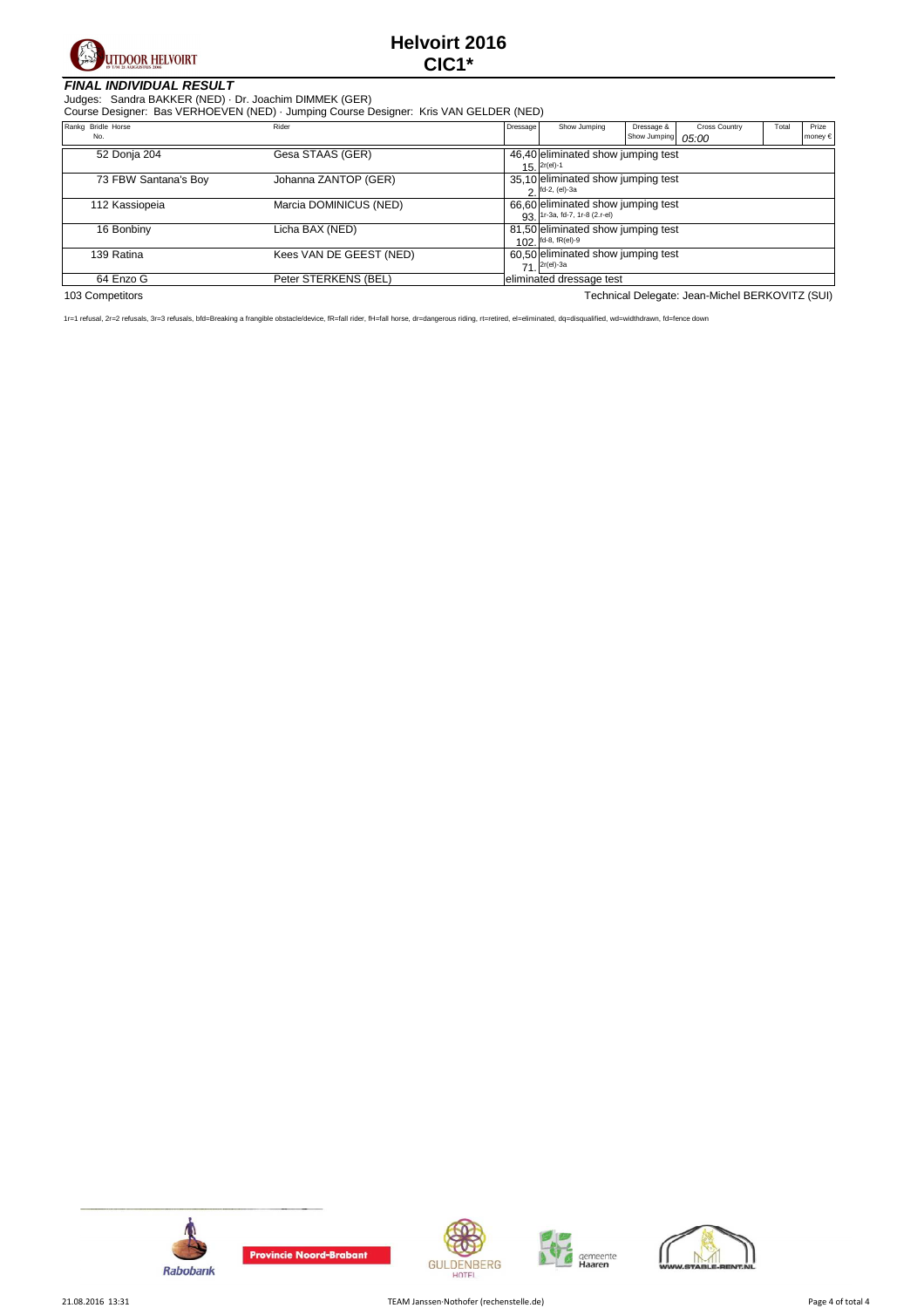# Helvoirt 2016

## CIC1*

### *FINAL INDIVIDUAL RESULT*

Judges: Sandra BAKKER (NED) · Dr. Joachim DIMMEK (GER)

Course Designer: Bas VERHOEVEN (NED) · Jumping Course Designer: Kris VAN GELDER (NED)

| Rankg | Bridle No. | Horse | Rider | Dressage | Show Jumping | Dressage & Show Jumping | Cross Country 05:00 | Total | Prize money € |
|---|---|---|---|---|---|---|---|---|---|
| | 52 | Donja 204 | Gesa STAAS (GER) | 46,40 15. | eliminated show jumping test 2r(el)-1 | | | | |
| | 73 | FBW Santana's Boy | Johanna ZANTOP (GER) | 35,10 2. | eliminated show jumping test fd-2, (el)-3a | | | | |
| | 112 | Kassiopeia | Marcia DOMINICUS (NED) | 66,60 93. | eliminated show jumping test 1r-3a, fd-7, 1r-8 (2.r-el) | | | | |
| | 16 | Bonbiny | Licha BAX (NED) | 81,50 102. | eliminated show jumping test fd-8, fR(el)-9 | | | | |
| | 139 | Ratina | Kees VAN DE GEEST (NED) | 60,50 71. | eliminated show jumping test 2r(el)-3a | | | | |
| | 64 | Enzo G | Peter STERKENS (BEL) | eliminated dressage test | | | | | |

103 Competitors

Technical Delegate: Jean-Michel BERKOVITZ (SUI)

1r=1 refusal, 2r=2 refusals, 3r=3 refusals, bfd=Breaking a frangible obstacle/device, fR=fall rider, fH=fall horse, dr=dangerous riding, rt=retired, el=eliminated, dq=disqualified, wd=widthdrawn, fd=fence down

21.08.2016 13:31 TEAM Janssen-Nothofer (rechenstelle.de)